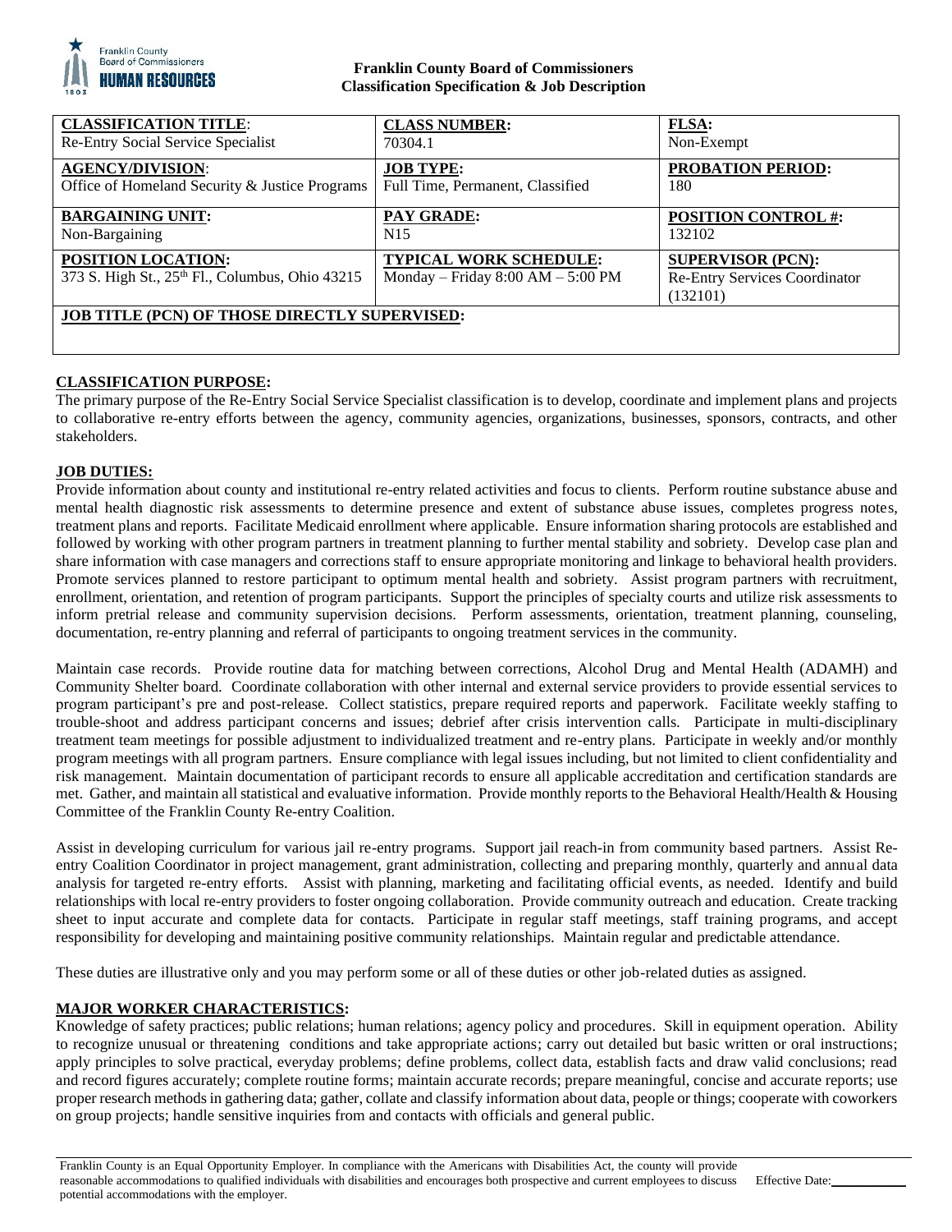**Franklin County Board of Commissioners**
**Classification Specification & Job Description**

| **CLASSIFICATION TITLE**: Re-Entry Social Service Specialist | **CLASS NUMBER:** 70304.1 | **FLSA:** Non-Exempt |
|---|---|---|
| **AGENCY/DIVISION**: Office of Homeland Security & Justice Programs | **JOB TYPE:** Full Time, Permanent, Classified | **PROBATION PERIOD:** 180 |
| **BARGAINING UNIT:** Non-Bargaining | **PAY GRADE:** N15 | **POSITION CONTROL #:** 132102 |
| **POSITION LOCATION:** 373 S. High St., 25th Fl., Columbus, Ohio 43215 | **TYPICAL WORK SCHEDULE:** Monday – Friday 8:00 AM – 5:00 PM | **SUPERVISOR (PCN):** Re-Entry Services Coordinator (132101) |
| **JOB TITLE (PCN) OF THOSE DIRECTLY SUPERVISED:** | | |

**CLASSIFICATION PURPOSE:**

The primary purpose of the Re-Entry Social Service Specialist classification is to develop, coordinate and implement plans and projects to collaborative re-entry efforts between the agency, community agencies, organizations, businesses, sponsors, contracts, and other stakeholders.

**JOB DUTIES:**

Provide information about county and institutional re-entry related activities and focus to clients. Perform routine substance abuse and mental health diagnostic risk assessments to determine presence and extent of substance abuse issues, completes progress notes, treatment plans and reports. Facilitate Medicaid enrollment where applicable. Ensure information sharing protocols are established and followed by working with other program partners in treatment planning to further mental stability and sobriety. Develop case plan and share information with case managers and corrections staff to ensure appropriate monitoring and linkage to behavioral health providers. Promote services planned to restore participant to optimum mental health and sobriety. Assist program partners with recruitment, enrollment, orientation, and retention of program participants. Support the principles of specialty courts and utilize risk assessments to inform pretrial release and community supervision decisions. Perform assessments, orientation, treatment planning, counseling, documentation, re-entry planning and referral of participants to ongoing treatment services in the community.

Maintain case records. Provide routine data for matching between corrections, Alcohol Drug and Mental Health (ADAMH) and Community Shelter board. Coordinate collaboration with other internal and external service providers to provide essential services to program participant's pre and post-release. Collect statistics, prepare required reports and paperwork. Facilitate weekly staffing to trouble-shoot and address participant concerns and issues; debrief after crisis intervention calls. Participate in multi-disciplinary treatment team meetings for possible adjustment to individualized treatment and re-entry plans. Participate in weekly and/or monthly program meetings with all program partners. Ensure compliance with legal issues including, but not limited to client confidentiality and risk management. Maintain documentation of participant records to ensure all applicable accreditation and certification standards are met. Gather, and maintain all statistical and evaluative information. Provide monthly reports to the Behavioral Health/Health & Housing Committee of the Franklin County Re-entry Coalition.

Assist in developing curriculum for various jail re-entry programs. Support jail reach-in from community based partners. Assist Re-entry Coalition Coordinator in project management, grant administration, collecting and preparing monthly, quarterly and annual data analysis for targeted re-entry efforts. Assist with planning, marketing and facilitating official events, as needed. Identify and build relationships with local re-entry providers to foster ongoing collaboration. Provide community outreach and education. Create tracking sheet to input accurate and complete data for contacts. Participate in regular staff meetings, staff training programs, and accept responsibility for developing and maintaining positive community relationships. Maintain regular and predictable attendance.

These duties are illustrative only and you may perform some or all of these duties or other job-related duties as assigned.

**MAJOR WORKER CHARACTERISTICS:**

Knowledge of safety practices; public relations; human relations; agency policy and procedures. Skill in equipment operation. Ability to recognize unusual or threatening conditions and take appropriate actions; carry out detailed but basic written or oral instructions; apply principles to solve practical, everyday problems; define problems, collect data, establish facts and draw valid conclusions; read and record figures accurately; complete routine forms; maintain accurate records; prepare meaningful, concise and accurate reports; use proper research methods in gathering data; gather, collate and classify information about data, people or things; cooperate with coworkers on group projects; handle sensitive inquiries from and contacts with officials and general public.

Franklin County is an Equal Opportunity Employer. In compliance with the Americans with Disabilities Act, the county will provide reasonable accommodations to qualified individuals with disabilities and encourages both prospective and current employees to discuss potential accommodations with the employer. Effective Date:____________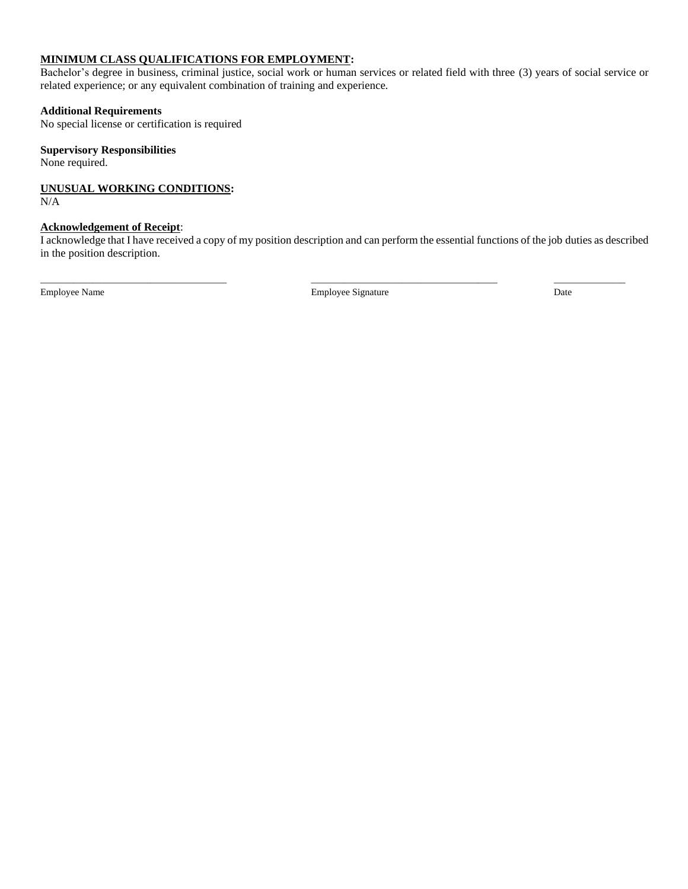**<u>MINIMUM CLASS QUALIFICATIONS FOR EMPLOYMENT</u>:**

Bachelor's degree in business, criminal justice, social work or human services or related field with three (3) years of social service or related experience; or any equivalent combination of training and experience.

**Additional Requirements**

No special license or certification is required

**Supervisory Responsibilities**

None required.

**<u>UNUSUAL WORKING CONDITIONS</u>:**

N/A

**<u>Acknowledgement of Receipt</u>**:

I acknowledge that I have received a copy of my position description and can perform the essential functions of the job duties as described in the position description.

| | | |
|---|---|---|
| ____________________________________ | ____________________________________ | ______________ |
| Employee Name | Employee Signature | Date |